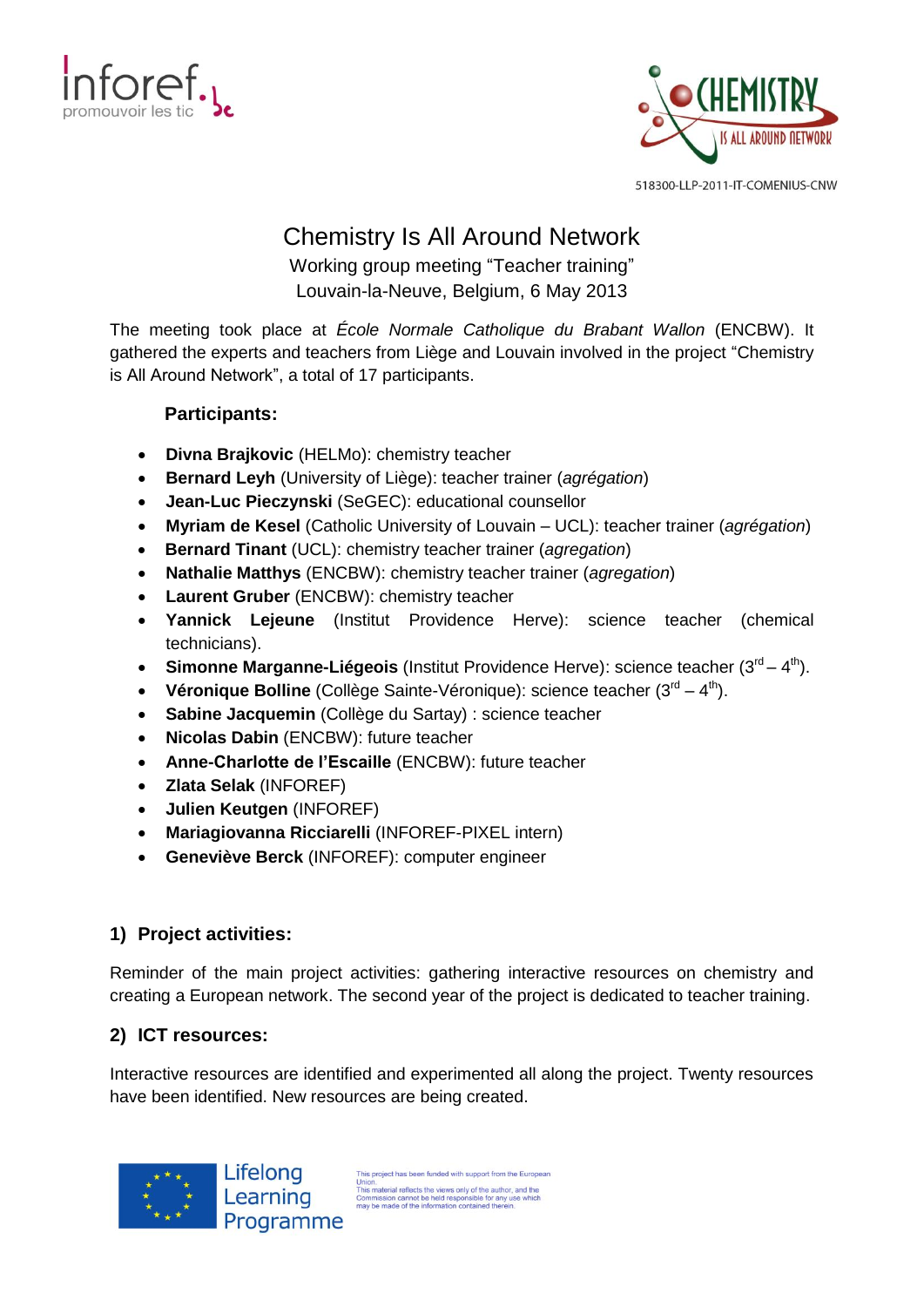518300-LLP-2011-IT-COMENIUS-CNW

# Chemistry Is All Around Network

Working group meeting “Teacher training”
Louvain-la-Neuve, Belgium, 6 May 2013

The meeting took place at *École Normale Catholique du Brabant Wallon* (ENCBW). It gathered the experts and teachers from Liège and Louvain involved in the project “Chemistry is All Around Network”, a total of 17 participants.

**Participants:**

- **Divna Brajkovic** (HELMo): chemistry teacher
- **Bernard Leyh** (University of Liège): teacher trainer (*agrégation*)
- **Jean-Luc Pieczynski** (SeGEC): educational counsellor
- **Myriam de Kesel** (Catholic University of Louvain – UCL): teacher trainer (*agrégation*)
- **Bernard Tinant** (UCL): chemistry teacher trainer (*agregation*)
- **Nathalie Matthys** (ENCBW): chemistry teacher trainer (*agregation*)
- **Laurent Gruber** (ENCBW): chemistry teacher
- **Yannick Lejeune** (Institut Providence Herve): science teacher (chemical technicians).
- **Simonne Marganne-Liégeois** (Institut Providence Herve): science teacher ($3^{rd}$ – $4^{th}$).
- **Véronique Bolline** (Collège Sainte-Véronique): science teacher ($3^{rd}$ – $4^{th}$).
- **Sabine Jacquemin** (Collège du Sartay) : science teacher
- **Nicolas Dabin** (ENCBW): future teacher
- **Anne-Charlotte de l’Escaille** (ENCBW): future teacher
- **Zlata Selak** (INFOREF)
- **Julien Keutgen** (INFOREF)
- **Mariagiovanna Ricciarelli** (INFOREF-PIXEL intern)
- **Geneviève Berck** (INFOREF): computer engineer

## 1) Project activities:

Reminder of the main project activities: gathering interactive resources on chemistry and creating a European network. The second year of the project is dedicated to teacher training.

## 2) ICT resources:

Interactive resources are identified and experimented all along the project. Twenty resources have been identified. New resources are being created.

Lifelong Learning Programme

This project has been funded with support from the European Union.
This material reflects the views only of the author, and the Commission cannot be held responsible for any use which may be made of the information contained therein.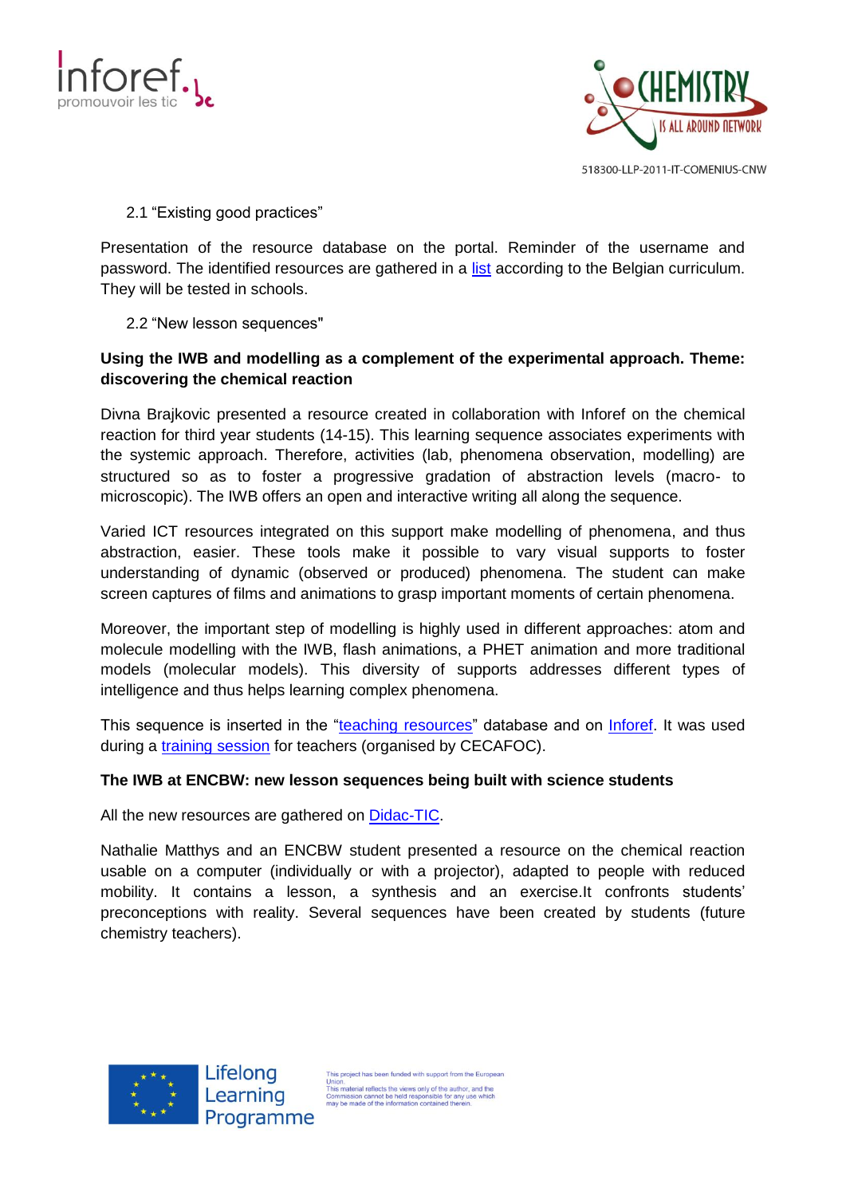2.1 “Existing good practices”

Presentation of the resource database on the portal. Reminder of the username and password. The identified resources are gathered in a list according to the Belgian curriculum. They will be tested in schools.

2.2 “New lesson sequences"

**Using the IWB and modelling as a complement of the experimental approach. Theme: discovering the chemical reaction**

Divna Brajkovic presented a resource created in collaboration with Inforef on the chemical reaction for third year students (14-15). This learning sequence associates experiments with the systemic approach. Therefore, activities (lab, phenomena observation, modelling) are structured so as to foster a progressive gradation of abstraction levels (macro- to microscopic). The IWB offers an open and interactive writing all along the sequence.

Varied ICT resources integrated on this support make modelling of phenomena, and thus abstraction, easier. These tools make it possible to vary visual supports to foster understanding of dynamic (observed or produced) phenomena. The student can make screen captures of films and animations to grasp important moments of certain phenomena.

Moreover, the important step of modelling is highly used in different approaches: atom and molecule modelling with the IWB, flash animations, a PHET animation and more traditional models (molecular models). This diversity of supports addresses different types of intelligence and thus helps learning complex phenomena.

This sequence is inserted in the “teaching resources” database and on Inforef. It was used during a training session for teachers (organised by CECAFOC).

**The IWB at ENCBW: new lesson sequences being built with science students**

All the new resources are gathered on Didac-TIC.

Nathalie Matthys and an ENCBW student presented a resource on the chemical reaction usable on a computer (individually or with a projector), adapted to people with reduced mobility. It contains a lesson, a synthesis and an exercise.It confronts students' preconceptions with reality. Several sequences have been created by students (future chemistry teachers).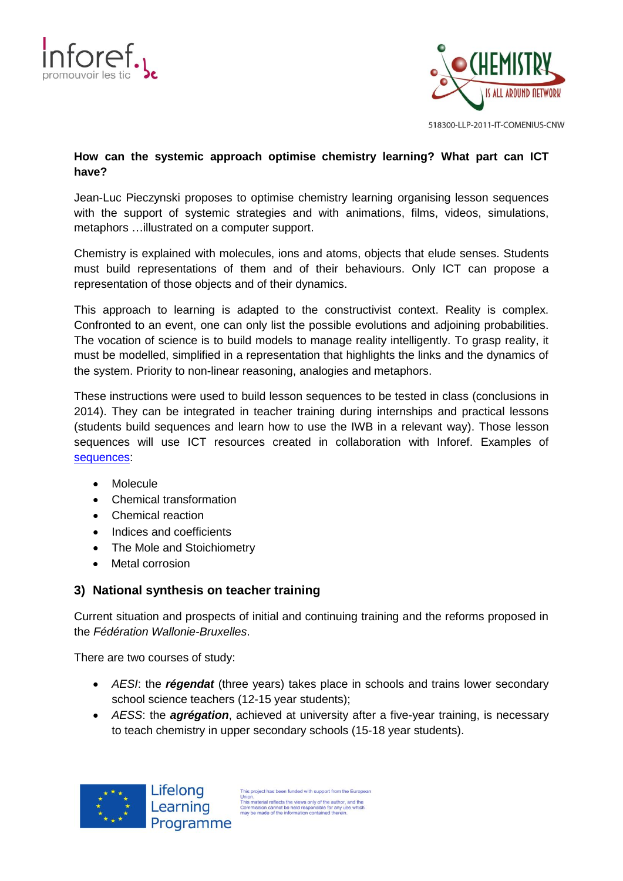**How can the systemic approach optimise chemistry learning? What part can ICT have?**

Jean-Luc Pieczynski proposes to optimise chemistry learning organising lesson sequences with the support of systemic strategies and with animations, films, videos, simulations, metaphors …illustrated on a computer support.

Chemistry is explained with molecules, ions and atoms, objects that elude senses. Students must build representations of them and of their behaviours. Only ICT can propose a representation of those objects and of their dynamics.

This approach to learning is adapted to the constructivist context. Reality is complex. Confronted to an event, one can only list the possible evolutions and adjoining probabilities. The vocation of science is to build models to manage reality intelligently. To grasp reality, it must be modelled, simplified in a representation that highlights the links and the dynamics of the system. Priority to non-linear reasoning, analogies and metaphors.

These instructions were used to build lesson sequences to be tested in class (conclusions in 2014). They can be integrated in teacher training during internships and practical lessons (students build sequences and learn how to use the IWB in a relevant way). Those lesson sequences will use ICT resources created in collaboration with Inforef. Examples of sequences:

- Molecule
- Chemical transformation
- Chemical reaction
- Indices and coefficients
- The Mole and Stoichiometry
- Metal corrosion

## 3) National synthesis on teacher training

Current situation and prospects of initial and continuing training and the reforms proposed in the *Fédération Wallonie-Bruxelles*.

There are two courses of study:

- *AESI*: the ***régendat*** (three years) takes place in schools and trains lower secondary school science teachers (12-15 year students);
- *AESS*: the ***agrégation***, achieved at university after a five-year training, is necessary to teach chemistry in upper secondary schools (15-18 year students).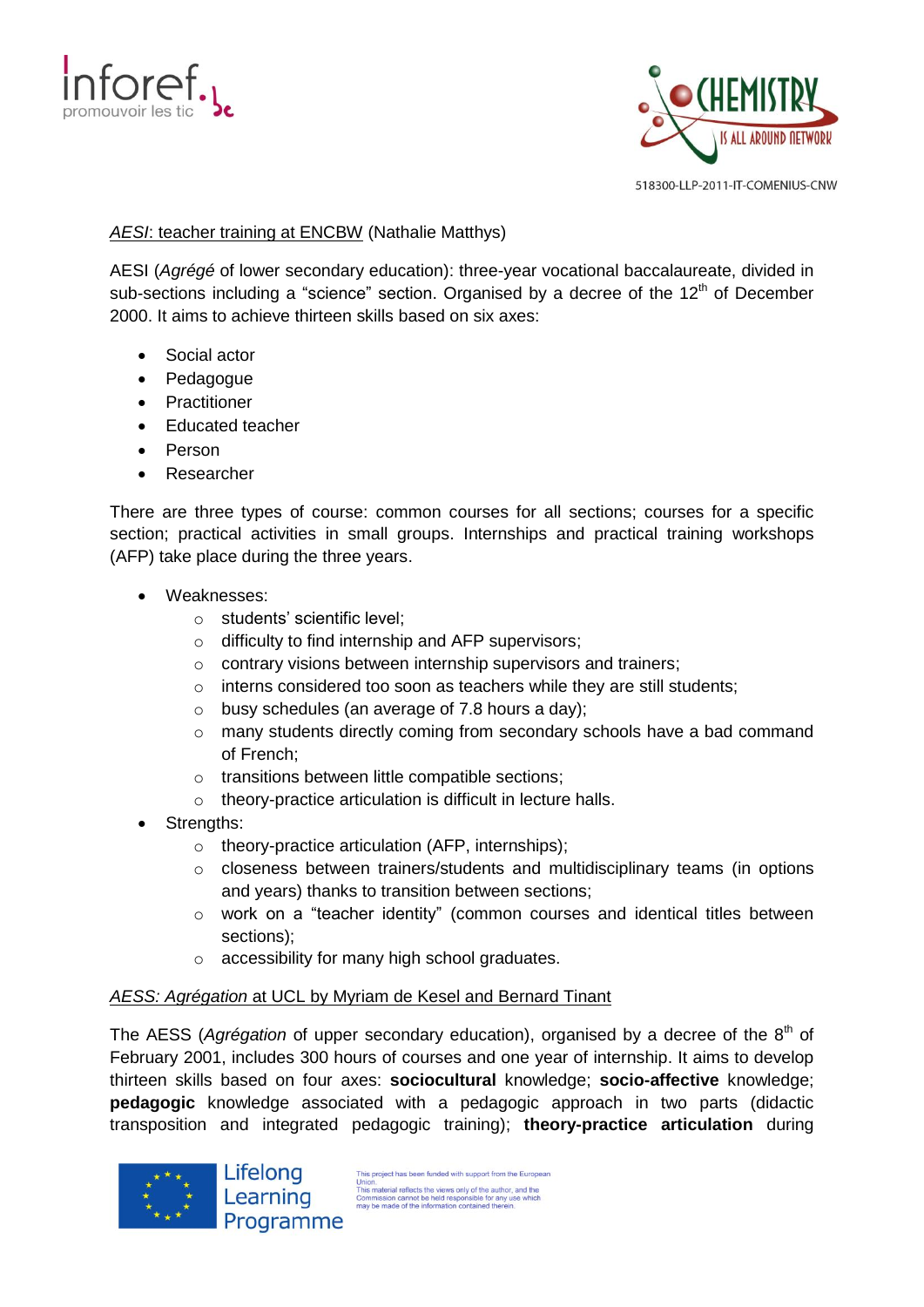<u>*AESI*: teacher training at ENCBW</u> (Nathalie Matthys)

AESI (*Agrégé* of lower secondary education): three-year vocational baccalaureate, divided in sub-sections including a "science" section. Organised by a decree of the 12th of December 2000. It aims to achieve thirteen skills based on six axes:

- Social actor
- Pedagogue
- Practitioner
- Educated teacher
- Person
- Researcher

There are three types of course: common courses for all sections; courses for a specific section; practical activities in small groups. Internships and practical training workshops (AFP) take place during the three years.

- Weaknesses:
  - students' scientific level;
  - difficulty to find internship and AFP supervisors;
  - contrary visions between internship supervisors and trainers;
  - interns considered too soon as teachers while they are still students;
  - busy schedules (an average of 7.8 hours a day);
  - many students directly coming from secondary schools have a bad command of French;
  - transitions between little compatible sections;
  - theory-practice articulation is difficult in lecture halls.
- Strengths:
  - theory-practice articulation (AFP, internships);
  - closeness between trainers/students and multidisciplinary teams (in options and years) thanks to transition between sections;
  - work on a "teacher identity" (common courses and identical titles between sections);
  - accessibility for many high school graduates.

<u>*AESS: Agrégation* at UCL by Myriam de Kesel and Bernard Tinant</u>

The AESS (*Agrégation* of upper secondary education), organised by a decree of the 8th of February 2001, includes 300 hours of courses and one year of internship. It aims to develop thirteen skills based on four axes: **sociocultural** knowledge; **socio-affective** knowledge; **pedagogic** knowledge associated with a pedagogic approach in two parts (didactic transposition and integrated pedagogic training); **theory-practice articulation** during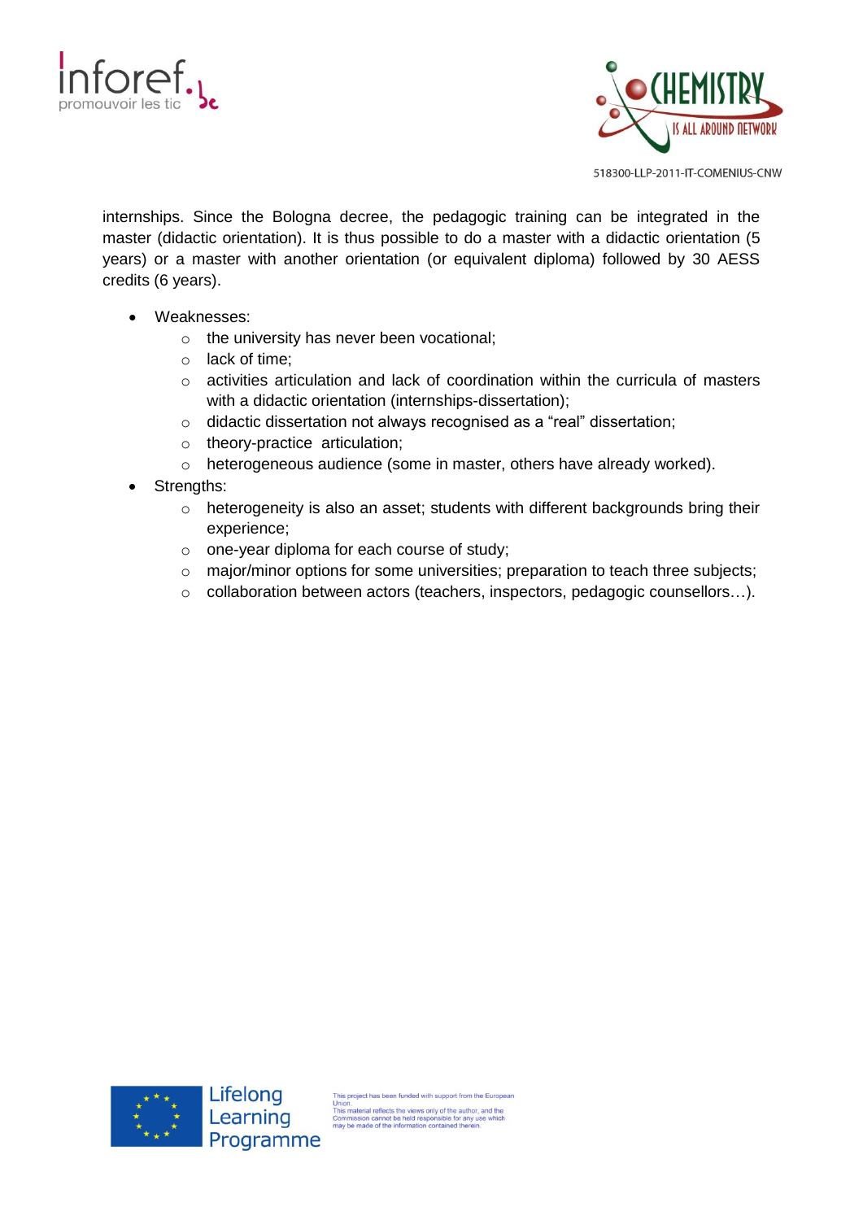internships. Since the Bologna decree, the pedagogic training can be integrated in the master (didactic orientation). It is thus possible to do a master with a didactic orientation (5 years) or a master with another orientation (or equivalent diploma) followed by 30 AESS credits (6 years).

- Weaknesses:
  - the university has never been vocational;
  - lack of time;
  - activities articulation and lack of coordination within the curricula of masters with a didactic orientation (internships-dissertation);
  - didactic dissertation not always recognised as a "real" dissertation;
  - theory-practice articulation;
  - heterogeneous audience (some in master, others have already worked).
- Strengths:
  - heterogeneity is also an asset; students with different backgrounds bring their experience;
  - one-year diploma for each course of study;
  - major/minor options for some universities; preparation to teach three subjects;
  - collaboration between actors (teachers, inspectors, pedagogic counsellors…).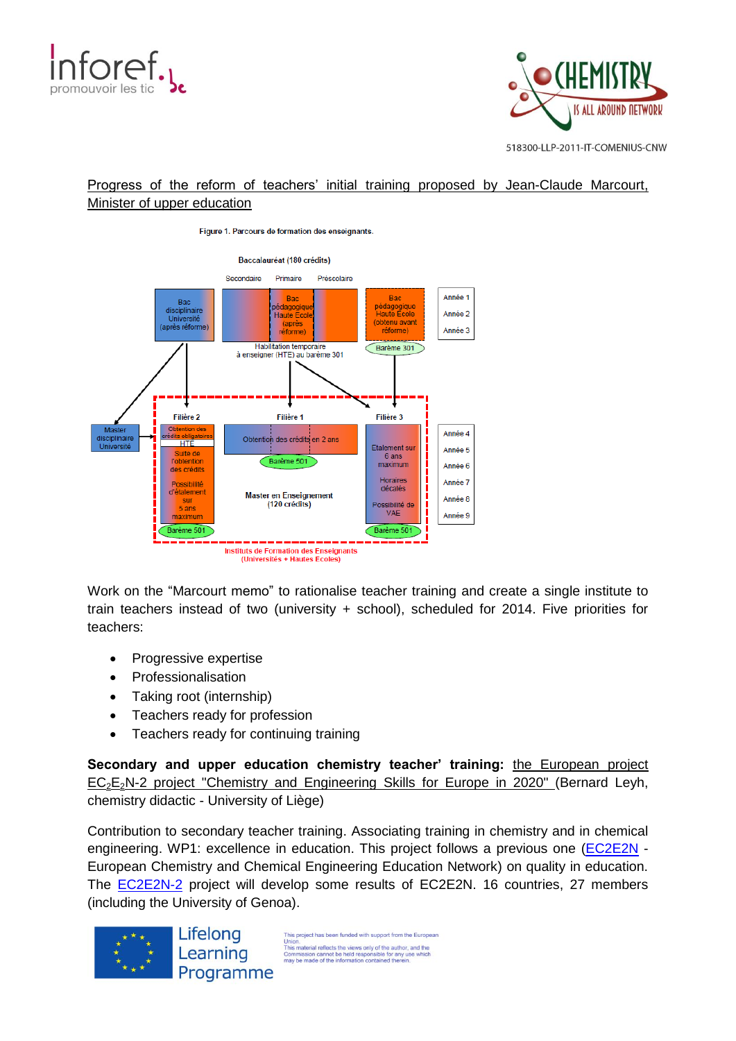## Progress of the reform of teachers' initial training proposed by Jean-Claude Marcourt, Minister of upper education

Figure 1. Parcours de formation des enseignants.

Work on the "Marcourt memo" to rationalise teacher training and create a single institute to train teachers instead of two (university + school), scheduled for 2014. Five priorities for teachers:

- Progressive expertise
- Professionalisation
- Taking root (internship)
- Teachers ready for profession
- Teachers ready for continuing training

**Secondary and upper education chemistry teacher' training:** the European project $EC_2E_2N$-2 project "Chemistry and Engineering Skills for Europe in 2020" (Bernard Leyh, chemistry didactic - University of Liège)

Contribution to secondary teacher training. Associating training in chemistry and in chemical engineering. WP1: excellence in education. This project follows a previous one (EC2E2N - European Chemistry and Chemical Engineering Education Network) on quality in education. The EC2E2N-2 project will develop some results of EC2E2N. 16 countries, 27 members (including the University of Genoa).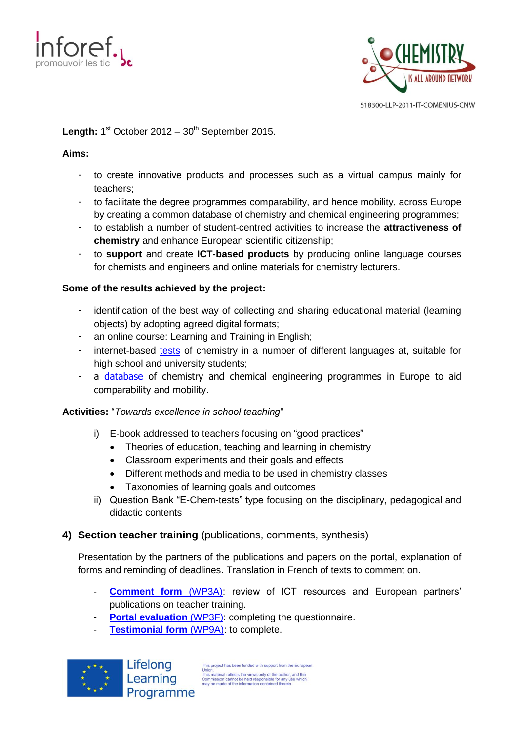**Length:** 1st October 2012 – 30th September 2015.

**Aims:**

- to create innovative products and processes such as a virtual campus mainly for teachers;
- to facilitate the degree programmes comparability, and hence mobility, across Europe by creating a common database of chemistry and chemical engineering programmes;
- to establish a number of student-centred activities to increase the **attractiveness of chemistry** and enhance European scientific citizenship;
- to **support** and create **ICT-based products** by producing online language courses for chemists and engineers and online materials for chemistry lecturers.

**Some of the results achieved by the project:**

- identification of the best way of collecting and sharing educational material (learning objects) by adopting agreed digital formats;
- an online course: Learning and Training in English;
- internet-based tests of chemistry in a number of different languages at, suitable for high school and university students;
- a database of chemistry and chemical engineering programmes in Europe to aid comparability and mobility.

**Activities:** "*Towards excellence in school teaching*"

i) E-book addressed to teachers focusing on "good practices"
   - Theories of education, teaching and learning in chemistry
   - Classroom experiments and their goals and effects
   - Different methods and media to be used in chemistry classes
   - Taxonomies of learning goals and outcomes

ii) Question Bank "E-Chem-tests" type focusing on the disciplinary, pedagogical and didactic contents

## 4) Section teacher training (publications, comments, synthesis)

Presentation by the partners of the publications and papers on the portal, explanation of forms and reminding of deadlines. Translation in French of texts to comment on.

- **Comment form** (WP3A): review of ICT resources and European partners' publications on teacher training.
- **Portal evaluation** (WP3F): completing the questionnaire.
- **Testimonial form** (WP9A): to complete.